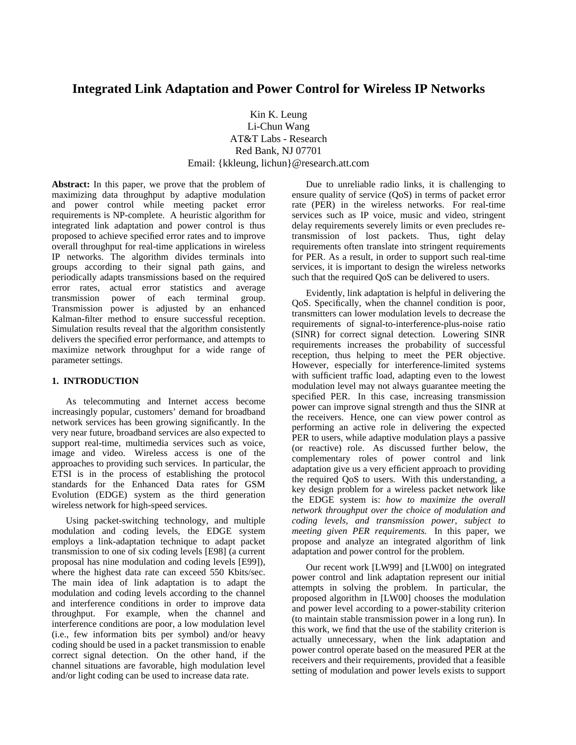# Integrated Link Adaptation and Power Control for Wireless IP Networks

Kin K. Leung
Li-Chun Wang
AT&T Labs - Research
Red Bank, NJ 07701
Email: {kkleung, lichun}@research.att.com

**Abstract:** In this paper, we prove that the problem of maximizing data throughput by adaptive modulation and power control while meeting packet error requirements is NP-complete. A heuristic algorithm for integrated link adaptation and power control is thus proposed to achieve specified error rates and to improve overall throughput for real-time applications in wireless IP networks. The algorithm divides terminals into groups according to their signal path gains, and periodically adapts transmissions based on the required error rates, actual error statistics and average transmission power of each terminal group. Transmission power is adjusted by an enhanced Kalman-filter method to ensure successful reception. Simulation results reveal that the algorithm consistently delivers the specified error performance, and attempts to maximize network throughput for a wide range of parameter settings.

## 1. INTRODUCTION

As telecommuting and Internet access become increasingly popular, customers' demand for broadband network services has been growing significantly. In the very near future, broadband services are also expected to support real-time, multimedia services such as voice, image and video. Wireless access is one of the approaches to providing such services. In particular, the ETSI is in the process of establishing the protocol standards for the Enhanced Data rates for GSM Evolution (EDGE) system as the third generation wireless network for high-speed services.

Using packet-switching technology, and multiple modulation and coding levels, the EDGE system employs a link-adaptation technique to adapt packet transmission to one of six coding levels [E98] (a current proposal has nine modulation and coding levels [E99]), where the highest data rate can exceed 550 Kbits/sec. The main idea of link adaptation is to adapt the modulation and coding levels according to the channel and interference conditions in order to improve data throughput. For example, when the channel and interference conditions are poor, a low modulation level (i.e., few information bits per symbol) and/or heavy coding should be used in a packet transmission to enable correct signal detection. On the other hand, if the channel situations are favorable, high modulation level and/or light coding can be used to increase data rate.

Due to unreliable radio links, it is challenging to ensure quality of service (QoS) in terms of packet error rate (PER) in the wireless networks. For real-time services such as IP voice, music and video, stringent delay requirements severely limits or even precludes re-transmission of lost packets. Thus, tight delay requirements often translate into stringent requirements for PER. As a result, in order to support such real-time services, it is important to design the wireless networks such that the required QoS can be delivered to users.

Evidently, link adaptation is helpful in delivering the QoS. Specifically, when the channel condition is poor, transmitters can lower modulation levels to decrease the requirements of signal-to-interference-plus-noise ratio (SINR) for correct signal detection. Lowering SINR requirements increases the probability of successful reception, thus helping to meet the PER objective. However, especially for interference-limited systems with sufficient traffic load, adapting even to the lowest modulation level may not always guarantee meeting the specified PER. In this case, increasing transmission power can improve signal strength and thus the SINR at the receivers. Hence, one can view power control as performing an active role in delivering the expected PER to users, while adaptive modulation plays a passive (or reactive) role. As discussed further below, the complementary roles of power control and link adaptation give us a very efficient approach to providing the required QoS to users. With this understanding, a key design problem for a wireless packet network like the EDGE system is: *how to maximize the overall network throughput over the choice of modulation and coding levels, and transmission power, subject to meeting given PER requirements.* In this paper, we propose and analyze an integrated algorithm of link adaptation and power control for the problem.

Our recent work [LW99] and [LW00] on integrated power control and link adaptation represent our initial attempts in solving the problem. In particular, the proposed algorithm in [LW00] chooses the modulation and power level according to a power-stability criterion (to maintain stable transmission power in a long run). In this work, we find that the use of the stability criterion is actually unnecessary, when the link adaptation and power control operate based on the measured PER at the receivers and their requirements, provided that a feasible setting of modulation and power levels exists to support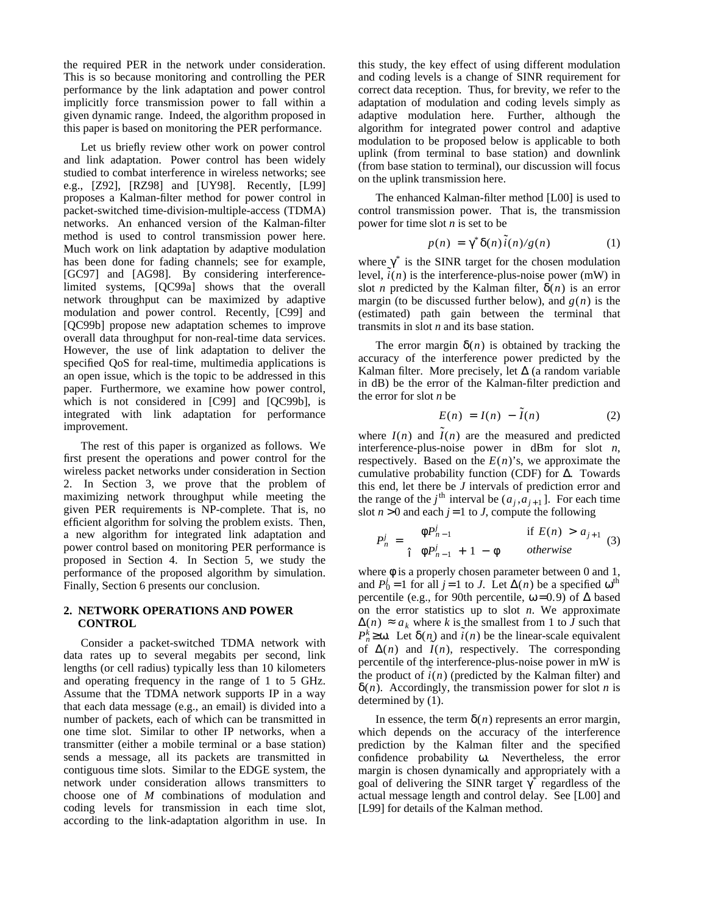the required PER in the network under consideration. This is so because monitoring and controlling the PER performance by the link adaptation and power control implicitly force transmission power to fall within a given dynamic range. Indeed, the algorithm proposed in this paper is based on monitoring the PER performance.

Let us briefly review other work on power control and link adaptation. Power control has been widely studied to combat interference in wireless networks; see e.g., [Z92], [RZ98] and [UY98]. Recently, [L99] proposes a Kalman-filter method for power control in packet-switched time-division-multiple-access (TDMA) networks. An enhanced version of the Kalman-filter method is used to control transmission power here. Much work on link adaptation by adaptive modulation has been done for fading channels; see for example, [GC97] and [AG98]. By considering interference-limited systems, [QC99a] shows that the overall network throughput can be maximized by adaptive modulation and power control. Recently, [C99] and [QC99b] propose new adaptation schemes to improve overall data throughput for non-real-time data services. However, the use of link adaptation to deliver the specified QoS for real-time, multimedia applications is an open issue, which is the topic to be addressed in this paper. Furthermore, we examine how power control, which is not considered in [C99] and [QC99b], is integrated with link adaptation for performance improvement.

The rest of this paper is organized as follows. We first present the operations and power control for the wireless packet networks under consideration in Section 2. In Section 3, we prove that the problem of maximizing network throughput while meeting the given PER requirements is NP-complete. That is, no efficient algorithm for solving the problem exists. Then, a new algorithm for integrated link adaptation and power control based on monitoring PER performance is proposed in Section 4. In Section 5, we study the performance of the proposed algorithm by simulation. Finally, Section 6 presents our conclusion.

## 2. NETWORK OPERATIONS AND POWER CONTROL

Consider a packet-switched TDMA network with data rates up to several megabits per second, link lengths (or cell radius) typically less than 10 kilometers and operating frequency in the range of 1 to 5 GHz. Assume that the TDMA network supports IP in a way that each data message (e.g., an email) is divided into a number of packets, each of which can be transmitted in one time slot. Similar to other IP networks, when a transmitter (either a mobile terminal or a base station) sends a message, all its packets are transmitted in contiguous time slots. Similar to the EDGE system, the network under consideration allows transmitters to choose one of $M$ combinations of modulation and coding levels for transmission in each time slot, according to the link-adaptation algorithm in use. In this study, the key effect of using different modulation and coding levels is a change of SINR requirement for correct data reception. Thus, for brevity, we refer to the adaptation of modulation and coding levels simply as adaptive modulation here. Further, although the algorithm for integrated power control and adaptive modulation to be proposed below is applicable to both uplink (from terminal to base station) and downlink (from base station to terminal), our discussion will focus on the uplink transmission here.

The enhanced Kalman-filter method [L00] is used to control transmission power. That is, the transmission power for time slot $n$ is set to be

$$p(n) = \gamma^* \delta(n) \tilde{i}(n) / g(n) \qquad (1)$$

where $\gamma^*$ is the SINR target for the chosen modulation level, $\tilde{i}(n)$ is the interference-plus-noise power (mW) in slot $n$ predicted by the Kalman filter, $\delta(n)$ is an error margin (to be discussed further below), and $g(n)$ is the (estimated) path gain between the terminal that transmits in slot $n$ and its base station.

The error margin $\delta(n)$ is obtained by tracking the accuracy of the interference power predicted by the Kalman filter. More precisely, let $\Delta$ (a random variable in dB) be the error of the Kalman-filter prediction and the error for slot $n$ be

$$E(n) = I(n) - \tilde{I}(n) \qquad (2)$$

where $I(n)$ and $\tilde{I}(n)$ are the measured and predicted interference-plus-noise power in dBm for slot $n$, respectively. Based on the $E(n)$'s, we approximate the cumulative probability function (CDF) for $\Delta$. Towards this end, let there be $J$ intervals of prediction error and the range of the $j^{\text{th}}$ interval be $(a_j, a_{j+1}]$. For each time slot $n > 0$ and each $j = 1$ to $J$, compute the following

$$P_n^j = \begin{cases} \phi P_{n-1}^j & \text{if } E(n) > a_{j+1} \\ \phi P_{n-1}^j + 1 - \phi & \textit{otherwise} \end{cases} \qquad (3)$$

where $\phi$ is a properly chosen parameter between 0 and 1, and $P_0^j = 1$ for all $j = 1$ to $J$. Let $\Delta(n)$ be a specified $\omega^{\text{th}}$ percentile (e.g., for 90th percentile, $\omega = 0.9$) of $\Delta$ based on the error statistics up to slot $n$. We approximate $\Delta(n) \approx a_k$ where $k$ is the smallest from 1 to $J$ such that $P_n^k \geq \omega$. Let $\delta(n)$ and $\tilde{i}(n)$ be the linear-scale equivalent of $\Delta(n)$ and $\tilde{I}(n)$, respectively. The corresponding percentile of the interference-plus-noise power in mW is the product of $\tilde{i}(n)$ (predicted by the Kalman filter) and $\delta(n)$. Accordingly, the transmission power for slot $n$ is determined by (1).

In essence, the term $\delta(n)$ represents an error margin, which depends on the accuracy of the interference prediction by the Kalman filter and the specified confidence probability $\omega$. Nevertheless, the error margin is chosen dynamically and appropriately with a goal of delivering the SINR target $\gamma^*$ regardless of the actual message length and control delay. See [L00] and [L99] for details of the Kalman method.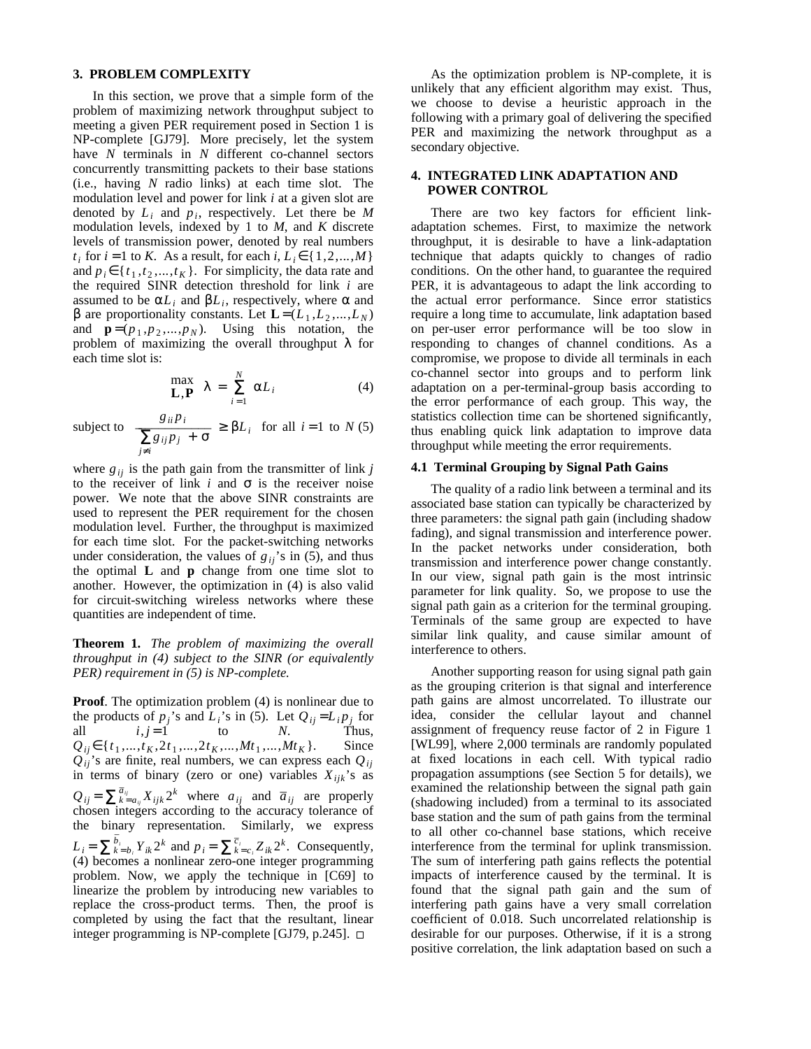## 3. PROBLEM COMPLEXITY

In this section, we prove that a simple form of the problem of maximizing network throughput subject to meeting a given PER requirement posed in Section 1 is NP-complete [GJ79]. More precisely, let the system have $N$ terminals in $N$ different co-channel sectors concurrently transmitting packets to their base stations (i.e., having $N$ radio links) at each time slot. The modulation level and power for link $i$ at a given slot are denoted by $L_i$ and $p_i$, respectively. Let there be $M$ modulation levels, indexed by 1 to $M$, and $K$ discrete levels of transmission power, denoted by real numbers $t_i$ for $i = 1$ to $K$. As a result, for each $i$, $L_i \in \{1, 2, ..., M\}$ and $p_i \in \{t_1, t_2, ..., t_K\}$. For simplicity, the data rate and the required SINR detection threshold for link $i$ are assumed to be $\alpha L_i$ and $\beta L_i$, respectively, where $\alpha$ and $\beta$ are proportionality constants. Let $\mathbf{L} = (L_1, L_2, ..., L_N)$ and $\mathbf{p} = (p_1, p_2, ..., p_N)$. Using this notation, the problem of maximizing the overall throughput $\lambda$ for each time slot is:

$$\max_{\mathbf{L},\mathbf{P}} \lambda = \sum_{i=1}^{N} \alpha L_i \tag{4}$$

subject to
$$\frac{g_{ii} p_i}{\sum_{j \neq i} g_{ij} p_j + \sigma} \geq \beta L_i \quad \text{for all } i = 1 \text{ to } N \tag{5}$$

where $g_{ij}$ is the path gain from the transmitter of link $j$ to the receiver of link $i$ and $\sigma$ is the receiver noise power. We note that the above SINR constraints are used to represent the PER requirement for the chosen modulation level. Further, the throughput is maximized for each time slot. For the packet-switching networks under consideration, the values of $g_{ij}$'s in (5), and thus the optimal $\mathbf{L}$ and $\mathbf{p}$ change from one time slot to another. However, the optimization in (4) is also valid for circuit-switching wireless networks where these quantities are independent of time.

**Theorem 1.** *The problem of maximizing the overall throughput in (4) subject to the SINR (or equivalently PER) requirement in (5) is NP-complete.*

**Proof**. The optimization problem (4) is nonlinear due to the products of $p_j$'s and $L_i$'s in (5). Let $Q_{ij} = L_i p_j$ for all $i, j = 1$ to $N$. Thus, $Q_{ij} \in \{t_1, ..., t_K, 2t_1, ..., 2t_K, ..., Mt_1, ..., Mt_K\}$. Since $Q_{ij}$'s are finite, real numbers, we can express each $Q_{ij}$ in terms of binary (zero or one) variables $X_{ijk}$'s as $Q_{ij} = \sum_{k=a_{ij}}^{\bar{a}_{ij}} X_{ijk} 2^k$ where $a_{ij}$ and $\bar{a}_{ij}$ are properly chosen integers according to the accuracy tolerance of the binary representation. Similarly, we express $L_i = \sum_{k=b_i}^{\bar{b}_i} Y_{ik} 2^k$ and $p_i = \sum_{k=c_i}^{\bar{c}_i} Z_{ik} 2^k$. Consequently, (4) becomes a nonlinear zero-one integer programming problem. Now, we apply the technique in [C69] to linearize the problem by introducing new variables to replace the cross-product terms. Then, the proof is completed by using the fact that the resultant, linear integer programming is NP-complete [GJ79, p.245]. □

As the optimization problem is NP-complete, it is unlikely that any efficient algorithm may exist. Thus, we choose to devise a heuristic approach in the following with a primary goal of delivering the specified PER and maximizing the network throughput as a secondary objective.

## 4. INTEGRATED LINK ADAPTATION AND POWER CONTROL

There are two key factors for efficient link-adaptation schemes. First, to maximize the network throughput, it is desirable to have a link-adaptation technique that adapts quickly to changes of radio conditions. On the other hand, to guarantee the required PER, it is advantageous to adapt the link according to the actual error performance. Since error statistics require a long time to accumulate, link adaptation based on per-user error performance will be too slow in responding to changes of channel conditions. As a compromise, we propose to divide all terminals in each co-channel sector into groups and to perform link adaptation on a per-terminal-group basis according to the error performance of each group. This way, the statistics collection time can be shortened significantly, thus enabling quick link adaptation to improve data throughput while meeting the error requirements.

### 4.1 Terminal Grouping by Signal Path Gains

The quality of a radio link between a terminal and its associated base station can typically be characterized by three parameters: the signal path gain (including shadow fading), and signal transmission and interference power. In the packet networks under consideration, both transmission and interference power change constantly. In our view, signal path gain is the most intrinsic parameter for link quality. So, we propose to use the signal path gain as a criterion for the terminal grouping. Terminals of the same group are expected to have similar link quality, and cause similar amount of interference to others.

Another supporting reason for using signal path gain as the grouping criterion is that signal and interference path gains are almost uncorrelated. To illustrate our idea, consider the cellular layout and channel assignment of frequency reuse factor of 2 in Figure 1 [WL99], where 2,000 terminals are randomly populated at fixed locations in each cell. With typical radio propagation assumptions (see Section 5 for details), we examined the relationship between the signal path gain (shadowing included) from a terminal to its associated base station and the sum of path gains from the terminal to all other co-channel base stations, which receive interference from the terminal for uplink transmission. The sum of interfering path gains reflects the potential impacts of interference caused by the terminal. It is found that the signal path gain and the sum of interfering path gains have a very small correlation coefficient of 0.018. Such uncorrelated relationship is desirable for our purposes. Otherwise, if it is a strong positive correlation, the link adaptation based on such a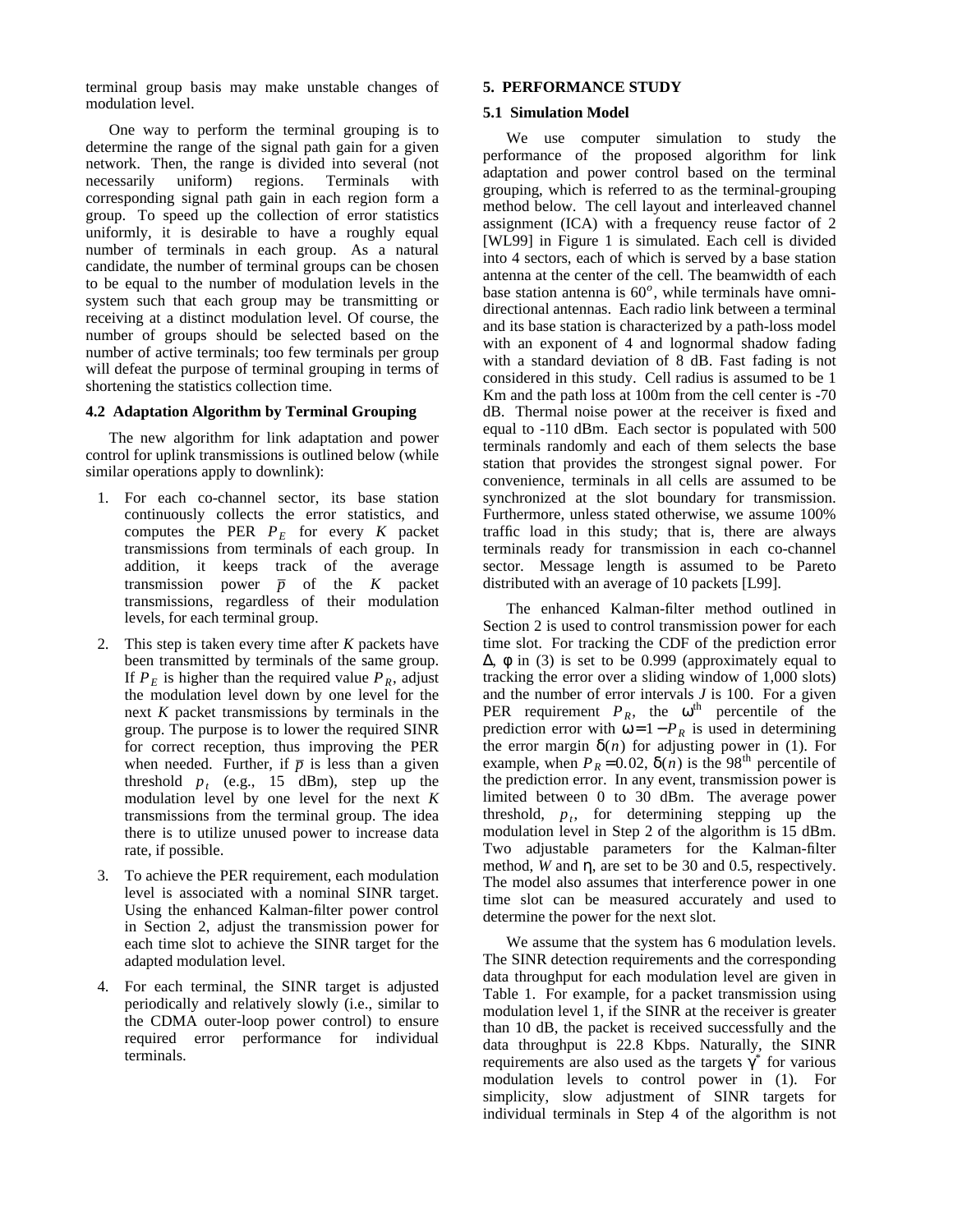terminal group basis may make unstable changes of modulation level.

One way to perform the terminal grouping is to determine the range of the signal path gain for a given network. Then, the range is divided into several (not necessarily uniform) regions. Terminals with corresponding signal path gain in each region form a group. To speed up the collection of error statistics uniformly, it is desirable to have a roughly equal number of terminals in each group. As a natural candidate, the number of terminal groups can be chosen to be equal to the number of modulation levels in the system such that each group may be transmitting or receiving at a distinct modulation level. Of course, the number of groups should be selected based on the number of active terminals; too few terminals per group will defeat the purpose of terminal grouping in terms of shortening the statistics collection time.

### 4.2 Adaptation Algorithm by Terminal Grouping

The new algorithm for link adaptation and power control for uplink transmissions is outlined below (while similar operations apply to downlink):

1. For each co-channel sector, its base station continuously collects the error statistics, and computes the PER $P_E$ for every $K$ packet transmissions from terminals of each group. In addition, it keeps track of the average transmission power $\bar{p}$ of the $K$ packet transmissions, regardless of their modulation levels, for each terminal group.
2. This step is taken every time after $K$ packets have been transmitted by terminals of the same group. If $P_E$ is higher than the required value $P_R$, adjust the modulation level down by one level for the next $K$ packet transmissions by terminals in the group. The purpose is to lower the required SINR for correct reception, thus improving the PER when needed. Further, if $\bar{p}$ is less than a given threshold $p_t$ (e.g., 15 dBm), step up the modulation level by one level for the next $K$ transmissions from the terminal group. The idea there is to utilize unused power to increase data rate, if possible.
3. To achieve the PER requirement, each modulation level is associated with a nominal SINR target. Using the enhanced Kalman-filter power control in Section 2, adjust the transmission power for each time slot to achieve the SINR target for the adapted modulation level.
4. For each terminal, the SINR target is adjusted periodically and relatively slowly (i.e., similar to the CDMA outer-loop power control) to ensure required error performance for individual terminals.

## 5. PERFORMANCE STUDY

### 5.1 Simulation Model

We use computer simulation to study the performance of the proposed algorithm for link adaptation and power control based on the terminal grouping, which is referred to as the terminal-grouping method below. The cell layout and interleaved channel assignment (ICA) with a frequency reuse factor of 2 [WL99] in Figure 1 is simulated. Each cell is divided into 4 sectors, each of which is served by a base station antenna at the center of the cell. The beamwidth of each base station antenna is $60^o$, while terminals have omni-directional antennas. Each radio link between a terminal and its base station is characterized by a path-loss model with an exponent of 4 and lognormal shadow fading with a standard deviation of 8 dB. Fast fading is not considered in this study. Cell radius is assumed to be 1 Km and the path loss at 100m from the cell center is -70 dB. Thermal noise power at the receiver is fixed and equal to -110 dBm. Each sector is populated with 500 terminals randomly and each of them selects the base station that provides the strongest signal power. For convenience, terminals in all cells are assumed to be synchronized at the slot boundary for transmission. Furthermore, unless stated otherwise, we assume 100% traffic load in this study; that is, there are always terminals ready for transmission in each co-channel sector. Message length is assumed to be Pareto distributed with an average of 10 packets [L99].

The enhanced Kalman-filter method outlined in Section 2 is used to control transmission power for each time slot. For tracking the CDF of the prediction error $\Delta$, $\phi$ in (3) is set to be 0.999 (approximately equal to tracking the error over a sliding window of 1,000 slots) and the number of error intervals $J$ is 100. For a given PER requirement $P_R$, the $\omega^{th}$ percentile of the prediction error with $\omega = 1 - P_R$ is used in determining the error margin $\delta(n)$ for adjusting power in (1). For example, when $P_R = 0.02$, $\delta(n)$ is the $98^{th}$ percentile of the prediction error. In any event, transmission power is limited between 0 to 30 dBm. The average power threshold, $p_t$, for determining stepping up the modulation level in Step 2 of the algorithm is 15 dBm. Two adjustable parameters for the Kalman-filter method, $W$ and $\eta$, are set to be 30 and 0.5, respectively. The model also assumes that interference power in one time slot can be measured accurately and used to determine the power for the next slot.

We assume that the system has 6 modulation levels. The SINR detection requirements and the corresponding data throughput for each modulation level are given in Table 1. For example, for a packet transmission using modulation level 1, if the SINR at the receiver is greater than 10 dB, the packet is received successfully and the data throughput is 22.8 Kbps. Naturally, the SINR requirements are also used as the targets $\gamma^*$ for various modulation levels to control power in (1). For simplicity, slow adjustment of SINR targets for individual terminals in Step 4 of the algorithm is not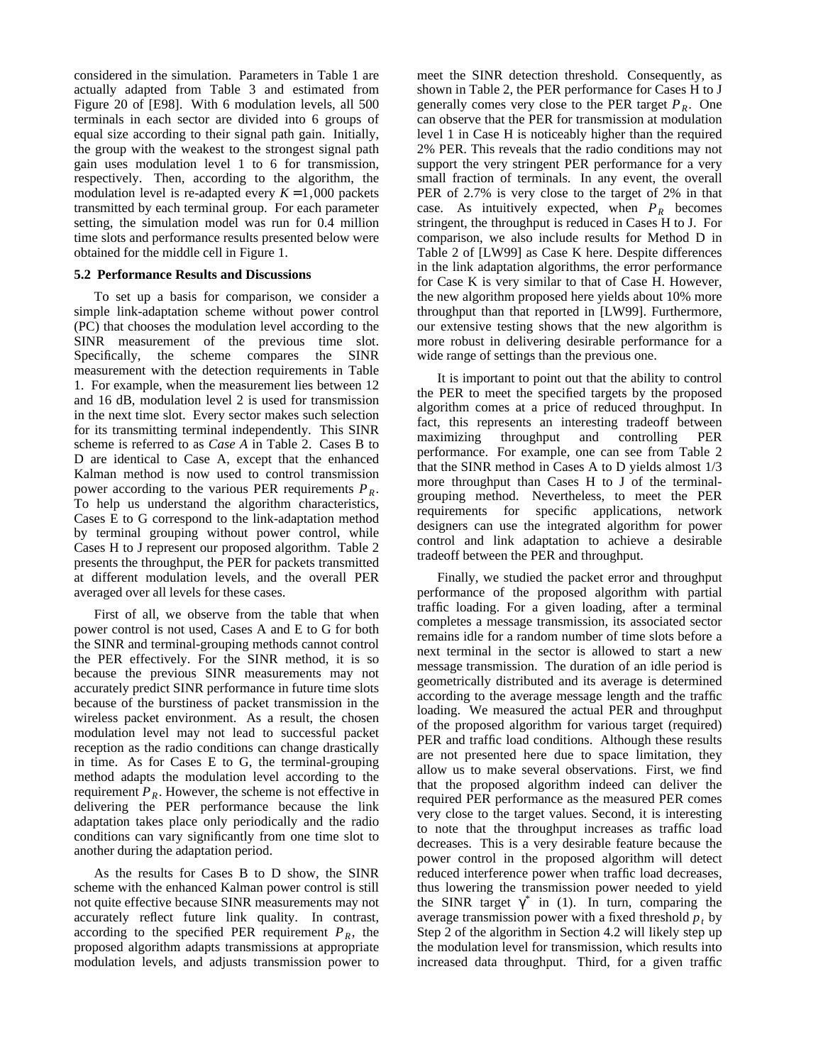considered in the simulation. Parameters in Table 1 are actually adapted from Table 3 and estimated from Figure 20 of [E98]. With 6 modulation levels, all 500 terminals in each sector are divided into 6 groups of equal size according to their signal path gain. Initially, the group with the weakest to the strongest signal path gain uses modulation level 1 to 6 for transmission, respectively. Then, according to the algorithm, the modulation level is re-adapted every $K = 1,000$ packets transmitted by each terminal group. For each parameter setting, the simulation model was run for 0.4 million time slots and performance results presented below were obtained for the middle cell in Figure 1.

### 5.2 Performance Results and Discussions

To set up a basis for comparison, we consider a simple link-adaptation scheme without power control (PC) that chooses the modulation level according to the SINR measurement of the previous time slot. Specifically, the scheme compares the SINR measurement with the detection requirements in Table 1. For example, when the measurement lies between 12 and 16 dB, modulation level 2 is used for transmission in the next time slot. Every sector makes such selection for its transmitting terminal independently. This SINR scheme is referred to as *Case A* in Table 2. Cases B to D are identical to Case A, except that the enhanced Kalman method is now used to control transmission power according to the various PER requirements $P_R$. To help us understand the algorithm characteristics, Cases E to G correspond to the link-adaptation method by terminal grouping without power control, while Cases H to J represent our proposed algorithm. Table 2 presents the throughput, the PER for packets transmitted at different modulation levels, and the overall PER averaged over all levels for these cases.

First of all, we observe from the table that when power control is not used, Cases A and E to G for both the SINR and terminal-grouping methods cannot control the PER effectively. For the SINR method, it is so because the previous SINR measurements may not accurately predict SINR performance in future time slots because of the burstiness of packet transmission in the wireless packet environment. As a result, the chosen modulation level may not lead to successful packet reception as the radio conditions can change drastically in time. As for Cases E to G, the terminal-grouping method adapts the modulation level according to the requirement $P_R$. However, the scheme is not effective in delivering the PER performance because the link adaptation takes place only periodically and the radio conditions can vary significantly from one time slot to another during the adaptation period.

As the results for Cases B to D show, the SINR scheme with the enhanced Kalman power control is still not quite effective because SINR measurements may not accurately reflect future link quality. In contrast, according to the specified PER requirement $P_R$, the proposed algorithm adapts transmissions at appropriate modulation levels, and adjusts transmission power to meet the SINR detection threshold. Consequently, as shown in Table 2, the PER performance for Cases H to J generally comes very close to the PER target $P_R$. One can observe that the PER for transmission at modulation level 1 in Case H is noticeably higher than the required 2% PER. This reveals that the radio conditions may not support the very stringent PER performance for a very small fraction of terminals. In any event, the overall PER of 2.7% is very close to the target of 2% in that case. As intuitively expected, when $P_R$ becomes stringent, the throughput is reduced in Cases H to J. For comparison, we also include results for Method D in Table 2 of [LW99] as Case K here. Despite differences in the link adaptation algorithms, the error performance for Case K is very similar to that of Case H. However, the new algorithm proposed here yields about 10% more throughput than that reported in [LW99]. Furthermore, our extensive testing shows that the new algorithm is more robust in delivering desirable performance for a wide range of settings than the previous one.

It is important to point out that the ability to control the PER to meet the specified targets by the proposed algorithm comes at a price of reduced throughput. In fact, this represents an interesting tradeoff between maximizing throughput and controlling PER performance. For example, one can see from Table 2 that the SINR method in Cases A to D yields almost 1/3 more throughput than Cases H to J of the terminal-grouping method. Nevertheless, to meet the PER requirements for specific applications, network designers can use the integrated algorithm for power control and link adaptation to achieve a desirable tradeoff between the PER and throughput.

Finally, we studied the packet error and throughput performance of the proposed algorithm with partial traffic loading. For a given loading, after a terminal completes a message transmission, its associated sector remains idle for a random number of time slots before a next terminal in the sector is allowed to start a new message transmission. The duration of an idle period is geometrically distributed and its average is determined according to the average message length and the traffic loading. We measured the actual PER and throughput of the proposed algorithm for various target (required) PER and traffic load conditions. Although these results are not presented here due to space limitation, they allow us to make several observations. First, we find that the proposed algorithm indeed can deliver the required PER performance as the measured PER comes very close to the target values. Second, it is interesting to note that the throughput increases as traffic load decreases. This is a very desirable feature because the power control in the proposed algorithm will detect reduced interference power when traffic load decreases, thus lowering the transmission power needed to yield the SINR target $\gamma^*$ in (1). In turn, comparing the average transmission power with a fixed threshold $p_t$ by Step 2 of the algorithm in Section 4.2 will likely step up the modulation level for transmission, which results into increased data throughput. Third, for a given traffic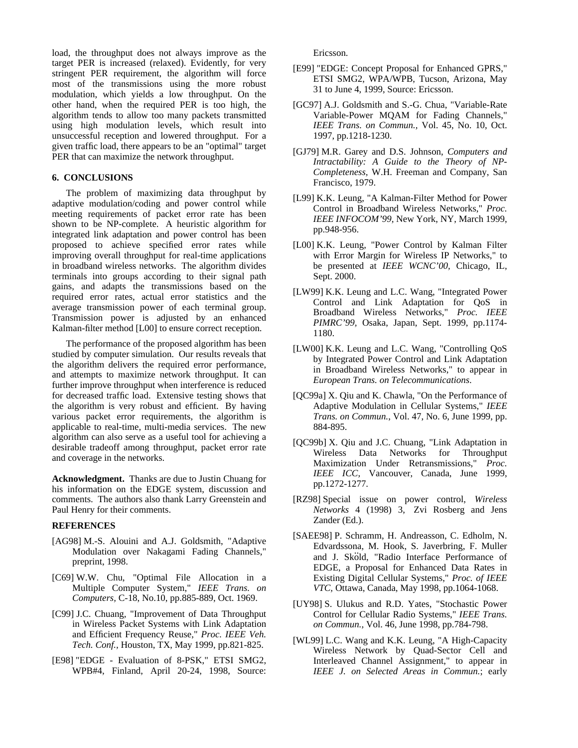load, the throughput does not always improve as the target PER is increased (relaxed). Evidently, for very stringent PER requirement, the algorithm will force most of the transmissions using the more robust modulation, which yields a low throughput. On the other hand, when the required PER is too high, the algorithm tends to allow too many packets transmitted using high modulation levels, which result into unsuccessful reception and lowered throughput. For a given traffic load, there appears to be an "optimal" target PER that can maximize the network throughput.

## 6. CONCLUSIONS

The problem of maximizing data throughput by adaptive modulation/coding and power control while meeting requirements of packet error rate has been shown to be NP-complete. A heuristic algorithm for integrated link adaptation and power control has been proposed to achieve specified error rates while improving overall throughput for real-time applications in broadband wireless networks. The algorithm divides terminals into groups according to their signal path gains, and adapts the transmissions based on the required error rates, actual error statistics and the average transmission power of each terminal group. Transmission power is adjusted by an enhanced Kalman-filter method [L00] to ensure correct reception.

The performance of the proposed algorithm has been studied by computer simulation. Our results reveals that the algorithm delivers the required error performance, and attempts to maximize network throughput. It can further improve throughput when interference is reduced for decreased traffic load. Extensive testing shows that the algorithm is very robust and efficient. By having various packet error requirements, the algorithm is applicable to real-time, multi-media services. The new algorithm can also serve as a useful tool for achieving a desirable tradeoff among throughput, packet error rate and coverage in the networks.

**Acknowledgment.** Thanks are due to Justin Chuang for his information on the EDGE system, discussion and comments. The authors also thank Larry Greenstein and Paul Henry for their comments.

## REFERENCES

[AG98] M.-S. Alouini and A.J. Goldsmith, "Adaptive Modulation over Nakagami Fading Channels," preprint, 1998.

[C69] W.W. Chu, "Optimal File Allocation in a Multiple Computer System," *IEEE Trans. on Computers*, C-18, No.10, pp.885-889, Oct. 1969.

[C99] J.C. Chuang, "Improvement of Data Throughput in Wireless Packet Systems with Link Adaptation and Efficient Frequency Reuse," *Proc. IEEE Veh. Tech. Conf.*, Houston, TX, May 1999, pp.821-825.

[E98] "EDGE - Evaluation of 8-PSK," ETSI SMG2, WPB#4, Finland, April 20-24, 1998, Source: Ericsson.

[E99] "EDGE: Concept Proposal for Enhanced GPRS," ETSI SMG2, WPA/WPB, Tucson, Arizona, May 31 to June 4, 1999, Source: Ericsson.

[GC97] A.J. Goldsmith and S.-G. Chua, "Variable-Rate Variable-Power MQAM for Fading Channels," *IEEE Trans. on Commun.*, Vol. 45, No. 10, Oct. 1997, pp.1218-1230.

[GJ79] M.R. Garey and D.S. Johnson, *Computers and Intractability: A Guide to the Theory of NP-Completeness*, W.H. Freeman and Company, San Francisco, 1979.

[L99] K.K. Leung, "A Kalman-Filter Method for Power Control in Broadband Wireless Networks," *Proc. IEEE INFOCOM'99*, New York, NY, March 1999, pp.948-956.

[L00] K.K. Leung, "Power Control by Kalman Filter with Error Margin for Wireless IP Networks," to be presented at *IEEE WCNC'00*, Chicago, IL, Sept. 2000.

[LW99] K.K. Leung and L.C. Wang, "Integrated Power Control and Link Adaptation for QoS in Broadband Wireless Networks," *Proc. IEEE PIMRC'99*, Osaka, Japan, Sept. 1999, pp.1174-1180.

[LW00] K.K. Leung and L.C. Wang, "Controlling QoS by Integrated Power Control and Link Adaptation in Broadband Wireless Networks," to appear in *European Trans. on Telecommunications*.

[QC99a] X. Qiu and K. Chawla, "On the Performance of Adaptive Modulation in Cellular Systems," *IEEE Trans. on Commun.*, Vol. 47, No. 6, June 1999, pp. 884-895.

[QC99b] X. Qiu and J.C. Chuang, "Link Adaptation in Wireless Data Networks for Throughput Maximization Under Retransmissions," *Proc. IEEE ICC*, Vancouver, Canada, June 1999, pp.1272-1277.

[RZ98] Special issue on power control, *Wireless Networks* 4 (1998) 3, Zvi Rosberg and Jens Zander (Ed.).

[SAEE98] P. Schramm, H. Andreasson, C. Edholm, N. Edvardssona, M. Hook, S. Javerbring, F. Muller and J. Sköld, "Radio Interface Performance of EDGE, a Proposal for Enhanced Data Rates in Existing Digital Cellular Systems," *Proc. of IEEE VTC*, Ottawa, Canada, May 1998, pp.1064-1068.

[UY98] S. Ulukus and R.D. Yates, "Stochastic Power Control for Cellular Radio Systems," *IEEE Trans. on Commun.*, Vol. 46, June 1998, pp.784-798.

[WL99] L.C. Wang and K.K. Leung, "A High-Capacity Wireless Network by Quad-Sector Cell and Interleaved Channel Assignment," to appear in *IEEE J. on Selected Areas in Commun.*; early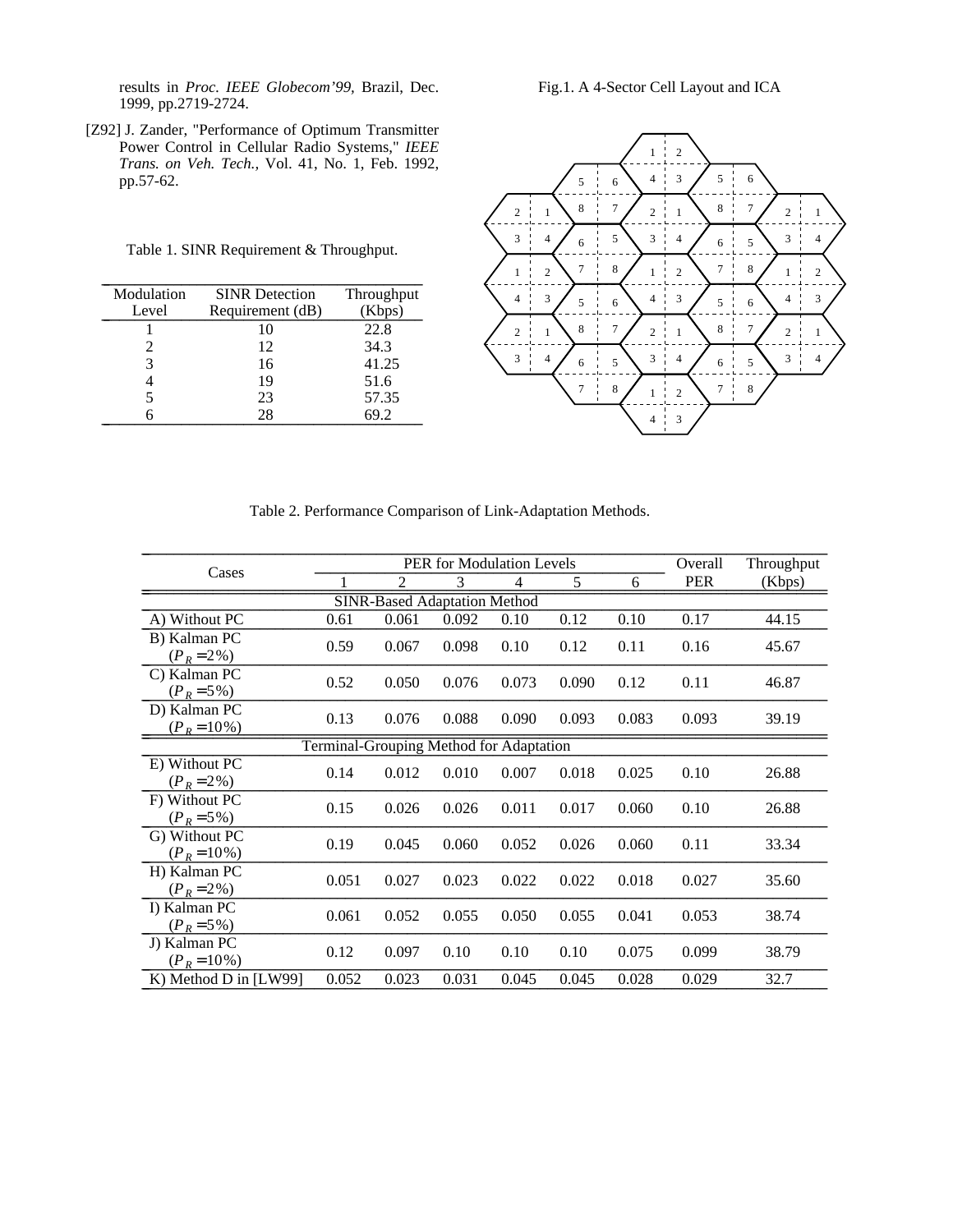results in *Proc. IEEE Globecom'99,* Brazil, Dec. 1999, pp.2719-2724.

[Z92] J. Zander, "Performance of Optimum Transmitter Power Control in Cellular Radio Systems," *IEEE Trans. on Veh. Tech.*, Vol. 41, No. 1, Feb. 1992, pp.57-62.

Table 1. SINR Requirement & Throughput.

| Modulation Level | SINR Detection Requirement (dB) | Throughput (Kbps) |
|---|---|---|
| 1 | 10 | 22.8 |
| 2 | 12 | 34.3 |
| 3 | 16 | 41.25 |
| 4 | 19 | 51.6 |
| 5 | 23 | 57.35 |
| 6 | 28 | 69.2 |

Fig.1. A 4-Sector Cell Layout and ICA

1 2
4 3
5 6
8 7
2 1
3 4
7 8
1 2
4 3
5 6
6 5
8 7

Table 2. Performance Comparison of Link-Adaptation Methods.

| Cases | PER for Modulation Levels | | | | | | Overall PER | Throughput (Kbps) |
|---|---|---|---|---|---|---|---|---|
| | 1 | 2 | 3 | 4 | 5 | 6 | | |
| SINR-Based Adaptation Method | | | | | | | | |
| A) Without PC | 0.61 | 0.061 | 0.092 | 0.10 | 0.12 | 0.10 | 0.17 | 44.15 |
| B) Kalman PC ($P_R = 2\%$) | 0.59 | 0.067 | 0.098 | 0.10 | 0.12 | 0.11 | 0.16 | 45.67 |
| C) Kalman PC ($P_R = 5\%$) | 0.52 | 0.050 | 0.076 | 0.073 | 0.090 | 0.12 | 0.11 | 46.87 |
| D) Kalman PC ($P_R = 10\%$) | 0.13 | 0.076 | 0.088 | 0.090 | 0.093 | 0.083 | 0.093 | 39.19 |
| Terminal-Grouping Method for Adaptation | | | | | | | | |
| E) Without PC ($P_R = 2\%$) | 0.14 | 0.012 | 0.010 | 0.007 | 0.018 | 0.025 | 0.10 | 26.88 |
| F) Without PC ($P_R = 5\%$) | 0.15 | 0.026 | 0.026 | 0.011 | 0.017 | 0.060 | 0.10 | 26.88 |
| G) Without PC ($P_R = 10\%$) | 0.19 | 0.045 | 0.060 | 0.052 | 0.026 | 0.060 | 0.11 | 33.34 |
| H) Kalman PC ($P_R = 2\%$) | 0.051 | 0.027 | 0.023 | 0.022 | 0.022 | 0.018 | 0.027 | 35.60 |
| I) Kalman PC ($P_R = 5\%$) | 0.061 | 0.052 | 0.055 | 0.050 | 0.055 | 0.041 | 0.053 | 38.74 |
| J) Kalman PC ($P_R = 10\%$) | 0.12 | 0.097 | 0.10 | 0.10 | 0.10 | 0.075 | 0.099 | 38.79 |
| K) Method D in [LW99] | 0.052 | 0.023 | 0.031 | 0.045 | 0.045 | 0.028 | 0.029 | 32.7 |